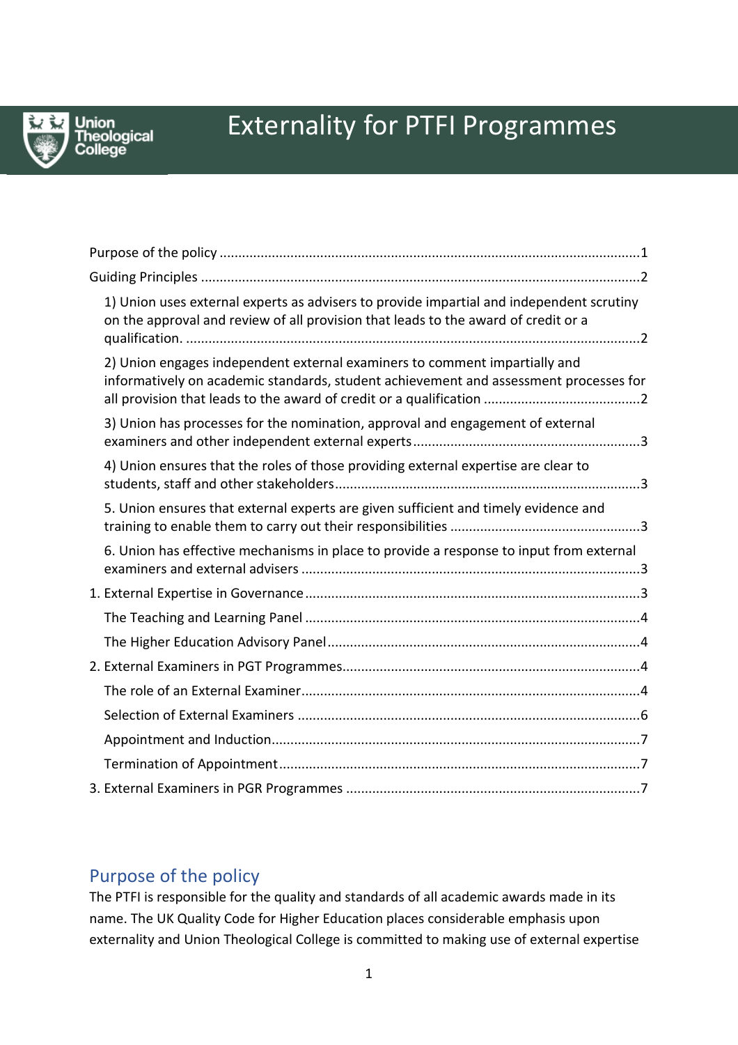# Externality for PTFI Programmes

Purpose of the policy .......................................................................................................1

Guiding Principles ..............................................................................................................2

1) Union uses external experts as advisers to provide impartial and independent scrutiny on the approval and review of all provision that leads to the award of credit or a qualification. ..........................................................................................................2

2) Union engages independent external examiners to comment impartially and informatively on academic standards, student achievement and assessment processes for all provision that leads to the award of credit or a qualification ..........................................2

3) Union has processes for the nomination, approval and engagement of external examiners and other independent external experts............................................................3

4) Union ensures that the roles of those providing external expertise are clear to students, staff and other stakeholders.................................................................................3

5. Union ensures that external experts are given sufficient and timely evidence and training to enable them to carry out their responsibilities ..................................................3

6. Union has effective mechanisms in place to provide a response to input from external examiners and external advisers .........................................................................................3

1. External Expertise in Governance........................................................................................3

The Teaching and Learning Panel ........................................................................................4

The Higher Education Advisory Panel..................................................................................4

2. External Examiners in PGT Programmes...............................................................................4

The role of an External Examiner..........................................................................................4

Selection of External Examiners ...........................................................................................6

Appointment and Induction..................................................................................................7

Termination of Appointment.................................................................................................7

3. External Examiners in PGR Programmes ..............................................................................7

## Purpose of the policy

The PTFI is responsible for the quality and standards of all academic awards made in its name. The UK Quality Code for Higher Education places considerable emphasis upon externality and Union Theological College is committed to making use of external expertise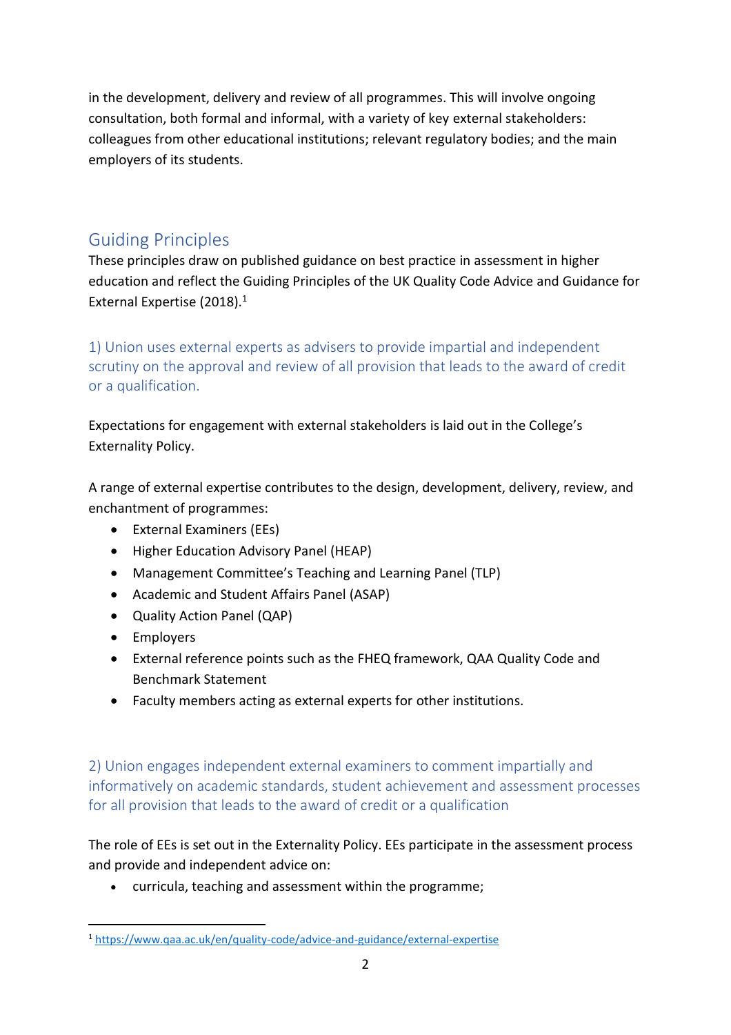in the development, delivery and review of all programmes. This will involve ongoing consultation, both formal and informal, with a variety of key external stakeholders: colleagues from other educational institutions; relevant regulatory bodies; and the main employers of its students.

## Guiding Principles

These principles draw on published guidance on best practice in assessment in higher education and reflect the Guiding Principles of the UK Quality Code Advice and Guidance for External Expertise (2018).[1]

### 1) Union uses external experts as advisers to provide impartial and independent scrutiny on the approval and review of all provision that leads to the award of credit or a qualification.

Expectations for engagement with external stakeholders is laid out in the College's Externality Policy.

A range of external expertise contributes to the design, development, delivery, review, and enchantment of programmes:

- External Examiners (EEs)
- Higher Education Advisory Panel (HEAP)
- Management Committee's Teaching and Learning Panel (TLP)
- Academic and Student Affairs Panel (ASAP)
- Quality Action Panel (QAP)
- Employers
- External reference points such as the FHEQ framework, QAA Quality Code and Benchmark Statement
- Faculty members acting as external experts for other institutions.

### 2) Union engages independent external examiners to comment impartially and informatively on academic standards, student achievement and assessment processes for all provision that leads to the award of credit or a qualification

The role of EEs is set out in the Externality Policy. EEs participate in the assessment process and provide and independent advice on:

- curricula, teaching and assessment within the programme;

---

[1] https://www.qaa.ac.uk/en/quality-code/advice-and-guidance/external-expertise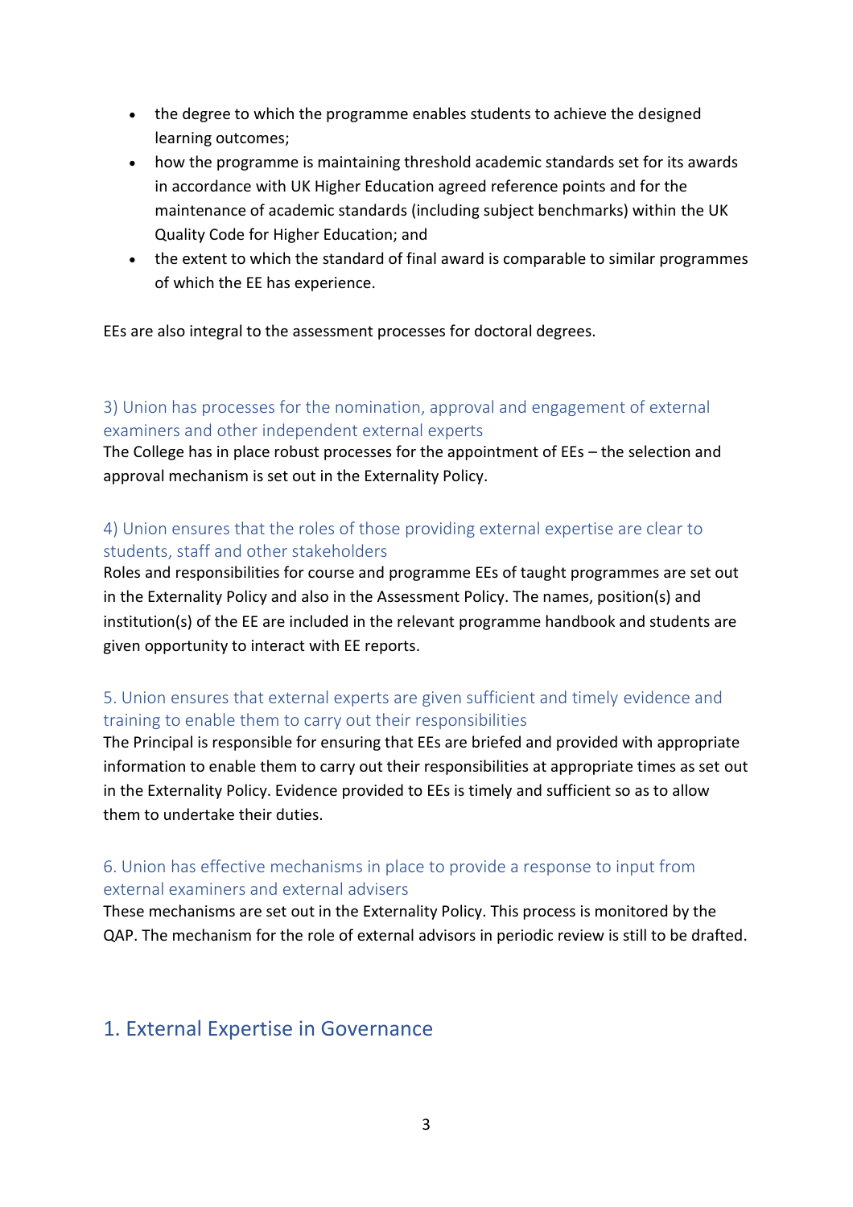- the degree to which the programme enables students to achieve the designed learning outcomes;
- how the programme is maintaining threshold academic standards set for its awards in accordance with UK Higher Education agreed reference points and for the maintenance of academic standards (including subject benchmarks) within the UK Quality Code for Higher Education; and
- the extent to which the standard of final award is comparable to similar programmes of which the EE has experience.

EEs are also integral to the assessment processes for doctoral degrees.

### 3) Union has processes for the nomination, approval and engagement of external examiners and other independent external experts

The College has in place robust processes for the appointment of EEs – the selection and approval mechanism is set out in the Externality Policy.

### 4) Union ensures that the roles of those providing external expertise are clear to students, staff and other stakeholders

Roles and responsibilities for course and programme EEs of taught programmes are set out in the Externality Policy and also in the Assessment Policy. The names, position(s) and institution(s) of the EE are included in the relevant programme handbook and students are given opportunity to interact with EE reports.

### 5. Union ensures that external experts are given sufficient and timely evidence and training to enable them to carry out their responsibilities

The Principal is responsible for ensuring that EEs are briefed and provided with appropriate information to enable them to carry out their responsibilities at appropriate times as set out in the Externality Policy. Evidence provided to EEs is timely and sufficient so as to allow them to undertake their duties.

### 6. Union has effective mechanisms in place to provide a response to input from external examiners and external advisers

These mechanisms are set out in the Externality Policy. This process is monitored by the QAP. The mechanism for the role of external advisors in periodic review is still to be drafted.

## 1. External Expertise in Governance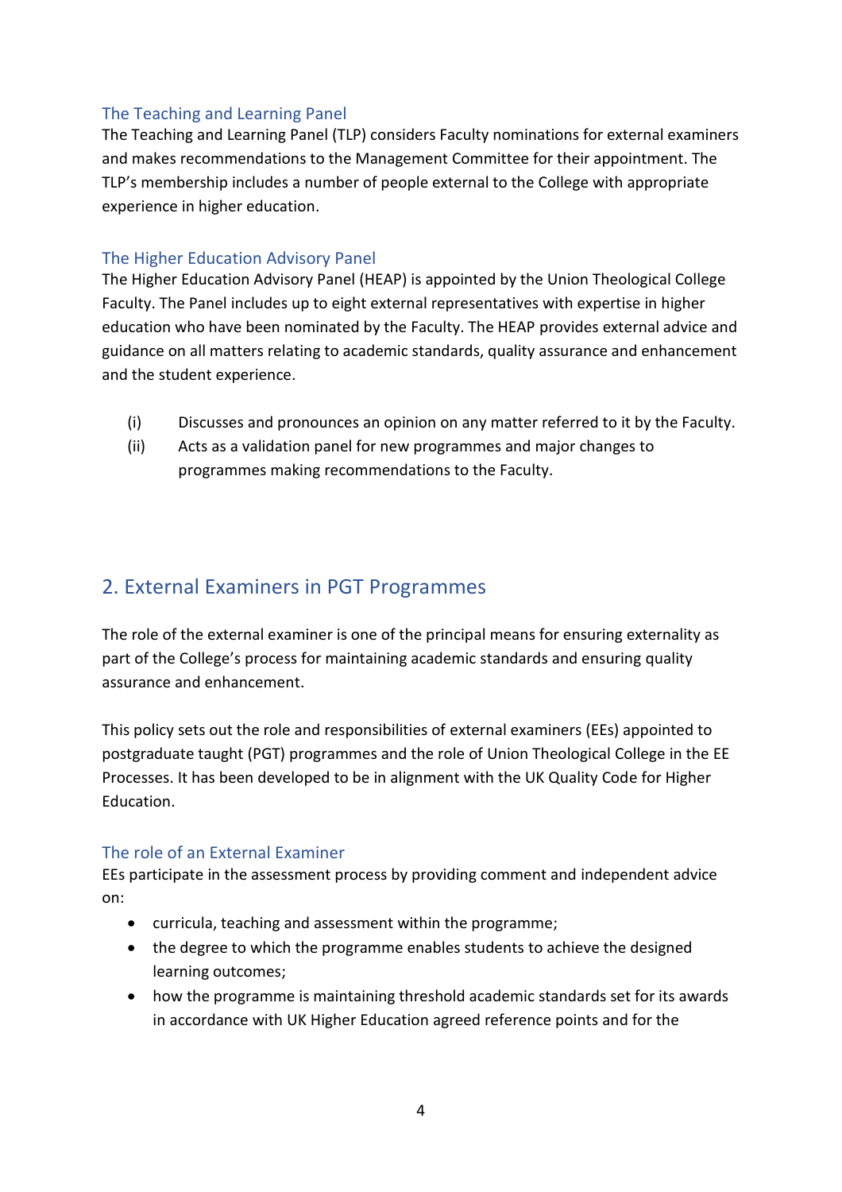### The Teaching and Learning Panel

The Teaching and Learning Panel (TLP) considers Faculty nominations for external examiners and makes recommendations to the Management Committee for their appointment. The TLP's membership includes a number of people external to the College with appropriate experience in higher education.

### The Higher Education Advisory Panel

The Higher Education Advisory Panel (HEAP) is appointed by the Union Theological College Faculty. The Panel includes up to eight external representatives with expertise in higher education who have been nominated by the Faculty. The HEAP provides external advice and guidance on all matters relating to academic standards, quality assurance and enhancement and the student experience.

(i) Discusses and pronounces an opinion on any matter referred to it by the Faculty.

(ii) Acts as a validation panel for new programmes and major changes to programmes making recommendations to the Faculty.

## 2. External Examiners in PGT Programmes

The role of the external examiner is one of the principal means for ensuring externality as part of the College's process for maintaining academic standards and ensuring quality assurance and enhancement.

This policy sets out the role and responsibilities of external examiners (EEs) appointed to postgraduate taught (PGT) programmes and the role of Union Theological College in the EE Processes. It has been developed to be in alignment with the UK Quality Code for Higher Education.

### The role of an External Examiner

EEs participate in the assessment process by providing comment and independent advice on:

- curricula, teaching and assessment within the programme;
- the degree to which the programme enables students to achieve the designed learning outcomes;
- how the programme is maintaining threshold academic standards set for its awards in accordance with UK Higher Education agreed reference points and for the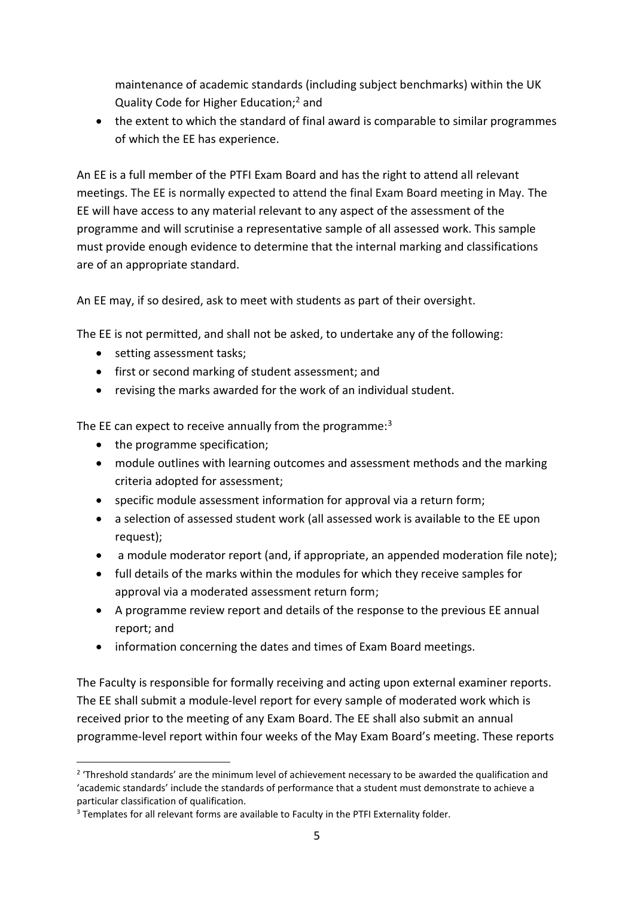maintenance of academic standards (including subject benchmarks) within the UK Quality Code for Higher Education;[2] and

- the extent to which the standard of final award is comparable to similar programmes of which the EE has experience.

An EE is a full member of the PTFI Exam Board and has the right to attend all relevant meetings. The EE is normally expected to attend the final Exam Board meeting in May. The EE will have access to any material relevant to any aspect of the assessment of the programme and will scrutinise a representative sample of all assessed work. This sample must provide enough evidence to determine that the internal marking and classifications are of an appropriate standard.

An EE may, if so desired, ask to meet with students as part of their oversight.

The EE is not permitted, and shall not be asked, to undertake any of the following:

- setting assessment tasks;
- first or second marking of student assessment; and
- revising the marks awarded for the work of an individual student.

The EE can expect to receive annually from the programme:[3]

- the programme specification;
- module outlines with learning outcomes and assessment methods and the marking criteria adopted for assessment;
- specific module assessment information for approval via a return form;
- a selection of assessed student work (all assessed work is available to the EE upon request);
- a module moderator report (and, if appropriate, an appended moderation file note);
- full details of the marks within the modules for which they receive samples for approval via a moderated assessment return form;
- A programme review report and details of the response to the previous EE annual report; and
- information concerning the dates and times of Exam Board meetings.

The Faculty is responsible for formally receiving and acting upon external examiner reports. The EE shall submit a module-level report for every sample of moderated work which is received prior to the meeting of any Exam Board. The EE shall also submit an annual programme-level report within four weeks of the May Exam Board's meeting. These reports

---

[2] 'Threshold standards' are the minimum level of achievement necessary to be awarded the qualification and 'academic standards' include the standards of performance that a student must demonstrate to achieve a particular classification of qualification.

[3] Templates for all relevant forms are available to Faculty in the PTFI Externality folder.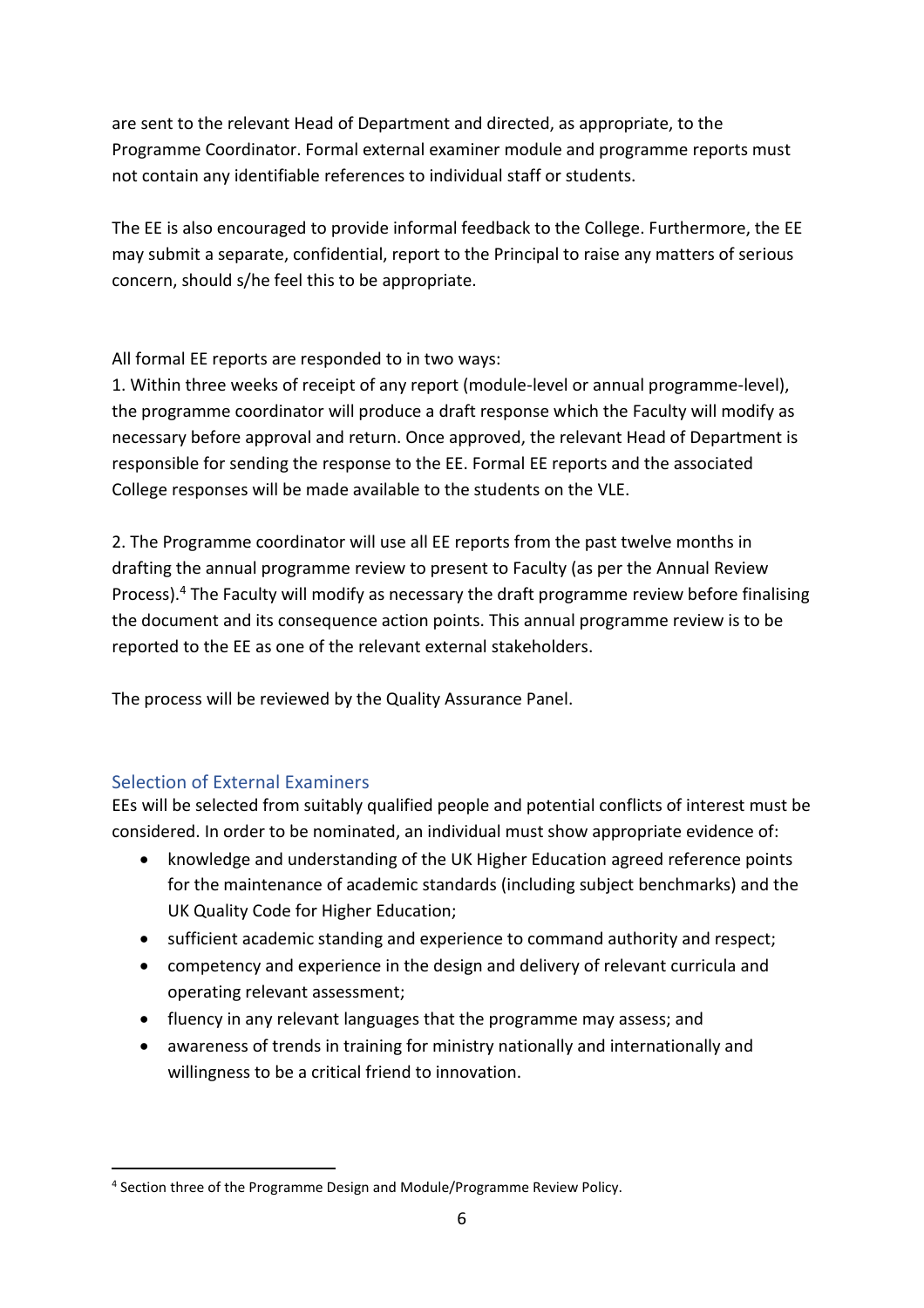are sent to the relevant Head of Department and directed, as appropriate, to the Programme Coordinator. Formal external examiner module and programme reports must not contain any identifiable references to individual staff or students.

The EE is also encouraged to provide informal feedback to the College. Furthermore, the EE may submit a separate, confidential, report to the Principal to raise any matters of serious concern, should s/he feel this to be appropriate.

All formal EE reports are responded to in two ways:

1. Within three weeks of receipt of any report (module-level or annual programme-level), the programme coordinator will produce a draft response which the Faculty will modify as necessary before approval and return. Once approved, the relevant Head of Department is responsible for sending the response to the EE. Formal EE reports and the associated College responses will be made available to the students on the VLE.

2. The Programme coordinator will use all EE reports from the past twelve months in drafting the annual programme review to present to Faculty (as per the Annual Review Process).[4] The Faculty will modify as necessary the draft programme review before finalising the document and its consequence action points. This annual programme review is to be reported to the EE as one of the relevant external stakeholders.

The process will be reviewed by the Quality Assurance Panel.

## Selection of External Examiners

EEs will be selected from suitably qualified people and potential conflicts of interest must be considered. In order to be nominated, an individual must show appropriate evidence of:

- knowledge and understanding of the UK Higher Education agreed reference points for the maintenance of academic standards (including subject benchmarks) and the UK Quality Code for Higher Education;
- sufficient academic standing and experience to command authority and respect;
- competency and experience in the design and delivery of relevant curricula and operating relevant assessment;
- fluency in any relevant languages that the programme may assess; and
- awareness of trends in training for ministry nationally and internationally and willingness to be a critical friend to innovation.

[4] Section three of the Programme Design and Module/Programme Review Policy.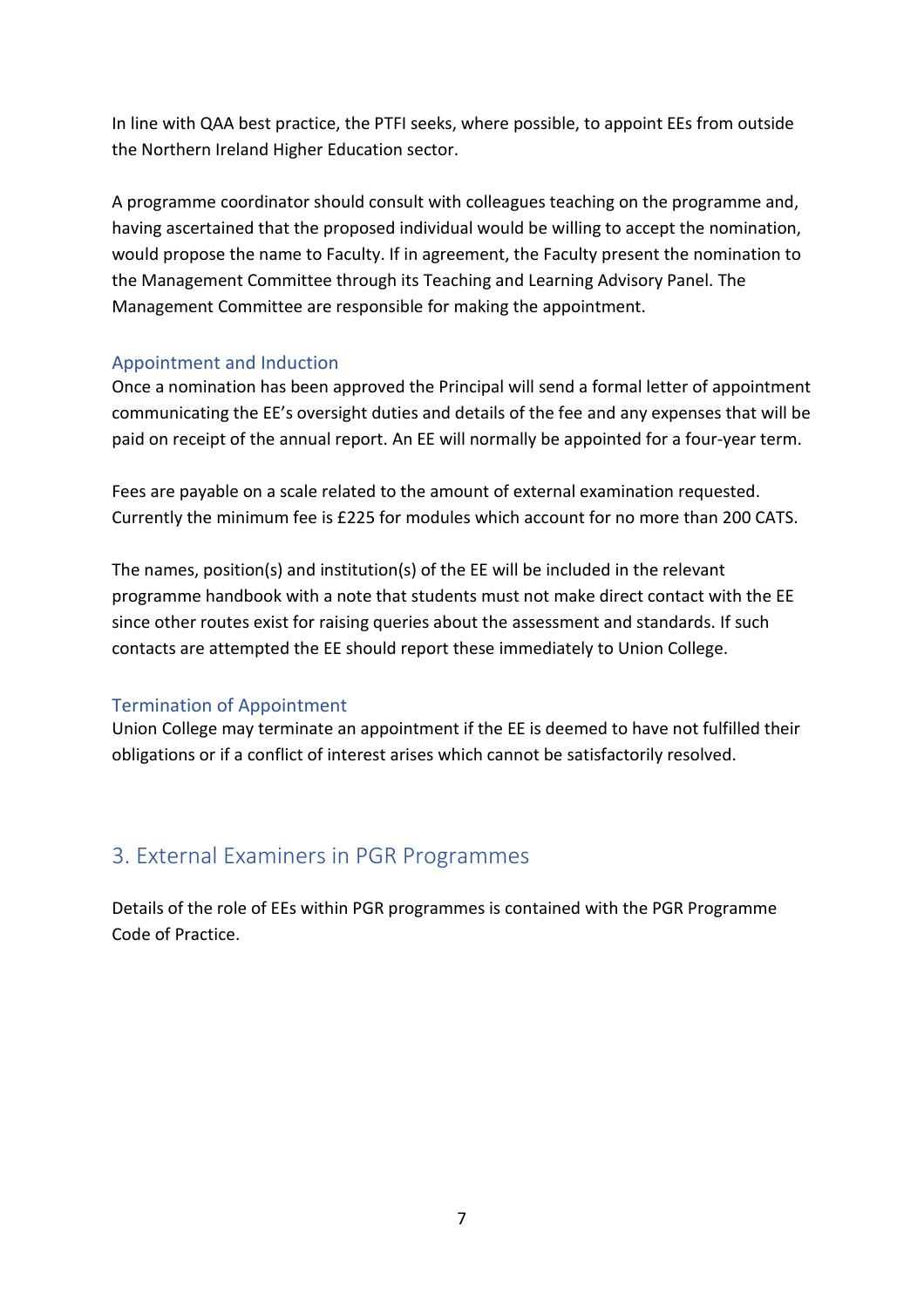In line with QAA best practice, the PTFI seeks, where possible, to appoint EEs from outside the Northern Ireland Higher Education sector.

A programme coordinator should consult with colleagues teaching on the programme and, having ascertained that the proposed individual would be willing to accept the nomination, would propose the name to Faculty. If in agreement, the Faculty present the nomination to the Management Committee through its Teaching and Learning Advisory Panel. The Management Committee are responsible for making the appointment.

### Appointment and Induction

Once a nomination has been approved the Principal will send a formal letter of appointment communicating the EE's oversight duties and details of the fee and any expenses that will be paid on receipt of the annual report. An EE will normally be appointed for a four-year term.

Fees are payable on a scale related to the amount of external examination requested. Currently the minimum fee is £225 for modules which account for no more than 200 CATS.

The names, position(s) and institution(s) of the EE will be included in the relevant programme handbook with a note that students must not make direct contact with the EE since other routes exist for raising queries about the assessment and standards. If such contacts are attempted the EE should report these immediately to Union College.

### Termination of Appointment

Union College may terminate an appointment if the EE is deemed to have not fulfilled their obligations or if a conflict of interest arises which cannot be satisfactorily resolved.

## 3. External Examiners in PGR Programmes

Details of the role of EEs within PGR programmes is contained with the PGR Programme Code of Practice.